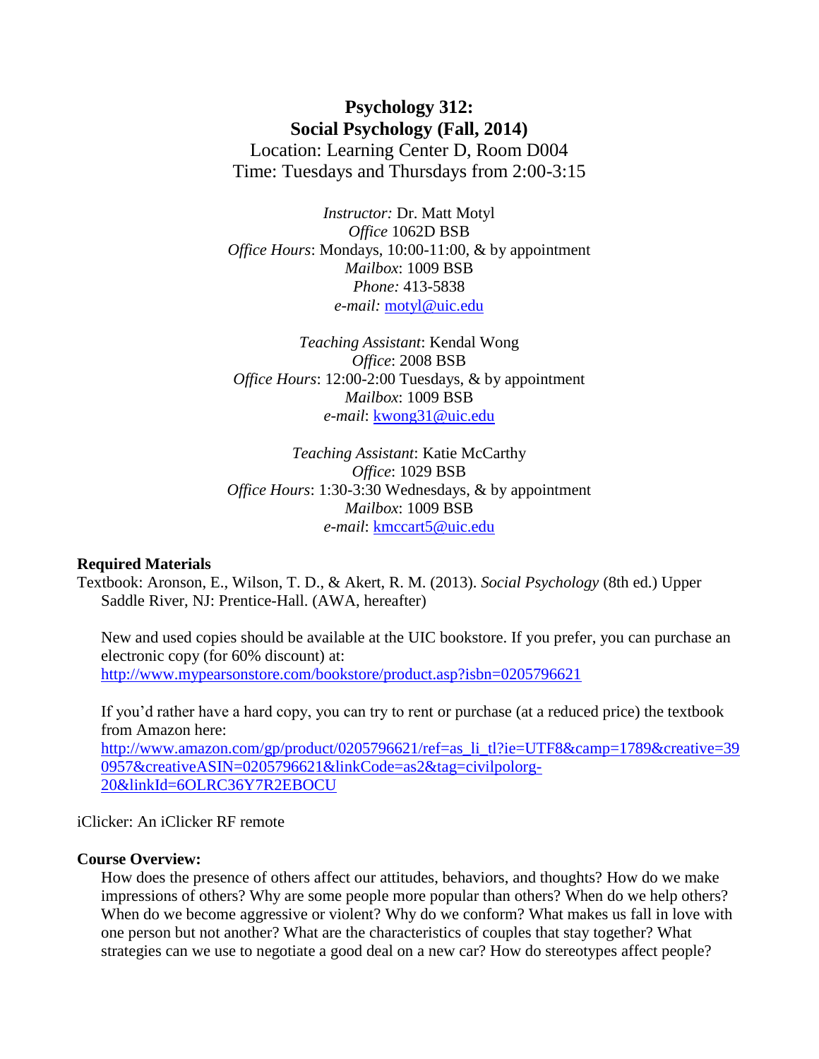# Psychology 312:
# Social Psychology (Fall, 2014)

Location: Learning Center D, Room D004
Time: Tuesdays and Thursdays from 2:00-3:15

*Instructor:* Dr. Matt Motyl
*Office* 1062D BSB
*Office Hours*: Mondays, 10:00-11:00, & by appointment
*Mailbox*: 1009 BSB
*Phone:* 413-5838
*e-mail:* motyl@uic.edu

*Teaching Assistant*: Kendal Wong
*Office*: 2008 BSB
*Office Hours*: 12:00-2:00 Tuesdays, & by appointment
*Mailbox*: 1009 BSB
*e-mail*: kwong31@uic.edu

*Teaching Assistant*: Katie McCarthy
*Office*: 1029 BSB
*Office Hours*: 1:30-3:30 Wednesdays, & by appointment
*Mailbox*: 1009 BSB
*e-mail*: kmccart5@uic.edu

**Required Materials**

Textbook: Aronson, E., Wilson, T. D., & Akert, R. M. (2013). *Social Psychology* (8th ed.) Upper Saddle River, NJ: Prentice-Hall. (AWA, hereafter)

New and used copies should be available at the UIC bookstore. If you prefer, you can purchase an electronic copy (for 60% discount) at:
http://www.mypearsonstore.com/bookstore/product.asp?isbn=0205796621

If you'd rather have a hard copy, you can try to rent or purchase (at a reduced price) the textbook from Amazon here:
http://www.amazon.com/gp/product/0205796621/ref=as_li_tl?ie=UTF8&camp=1789&creative=390957&creativeASIN=0205796621&linkCode=as2&tag=civilpolorg-20&linkId=6OLRC36Y7R2EBOCU

iClicker: An iClicker RF remote

**Course Overview:**

How does the presence of others affect our attitudes, behaviors, and thoughts? How do we make impressions of others? Why are some people more popular than others? When do we help others? When do we become aggressive or violent? Why do we conform? What makes us fall in love with one person but not another? What are the characteristics of couples that stay together? What strategies can we use to negotiate a good deal on a new car? How do stereotypes affect people?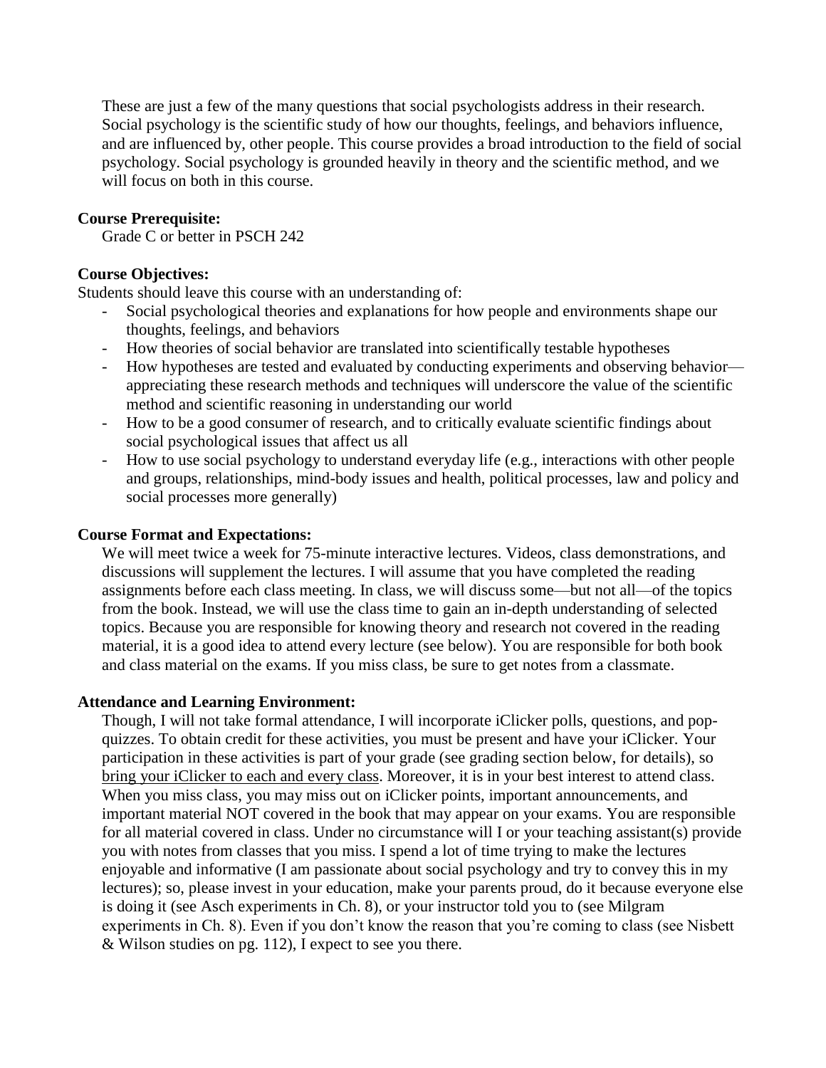These are just a few of the many questions that social psychologists address in their research. Social psychology is the scientific study of how our thoughts, feelings, and behaviors influence, and are influenced by, other people. This course provides a broad introduction to the field of social psychology. Social psychology is grounded heavily in theory and the scientific method, and we will focus on both in this course.

**Course Prerequisite:**

Grade C or better in PSCH 242

**Course Objectives:**

Students should leave this course with an understanding of:

- Social psychological theories and explanations for how people and environments shape our thoughts, feelings, and behaviors
- How theories of social behavior are translated into scientifically testable hypotheses
- How hypotheses are tested and evaluated by conducting experiments and observing behavior—appreciating these research methods and techniques will underscore the value of the scientific method and scientific reasoning in understanding our world
- How to be a good consumer of research, and to critically evaluate scientific findings about social psychological issues that affect us all
- How to use social psychology to understand everyday life (e.g., interactions with other people and groups, relationships, mind-body issues and health, political processes, law and policy and social processes more generally)

**Course Format and Expectations:**

We will meet twice a week for 75-minute interactive lectures. Videos, class demonstrations, and discussions will supplement the lectures. I will assume that you have completed the reading assignments before each class meeting. In class, we will discuss some—but not all—of the topics from the book. Instead, we will use the class time to gain an in-depth understanding of selected topics. Because you are responsible for knowing theory and research not covered in the reading material, it is a good idea to attend every lecture (see below). You are responsible for both book and class material on the exams. If you miss class, be sure to get notes from a classmate.

**Attendance and Learning Environment:**

Though, I will not take formal attendance, I will incorporate iClicker polls, questions, and pop-quizzes. To obtain credit for these activities, you must be present and have your iClicker. Your participation in these activities is part of your grade (see grading section below, for details), so <u>bring your iClicker to each and every class</u>. Moreover, it is in your best interest to attend class. When you miss class, you may miss out on iClicker points, important announcements, and important material NOT covered in the book that may appear on your exams. You are responsible for all material covered in class. Under no circumstance will I or your teaching assistant(s) provide you with notes from classes that you miss. I spend a lot of time trying to make the lectures enjoyable and informative (I am passionate about social psychology and try to convey this in my lectures); so, please invest in your education, make your parents proud, do it because everyone else is doing it (see Asch experiments in Ch. 8), or your instructor told you to (see Milgram experiments in Ch. 8). Even if you don't know the reason that you're coming to class (see Nisbett & Wilson studies on pg. 112), I expect to see you there.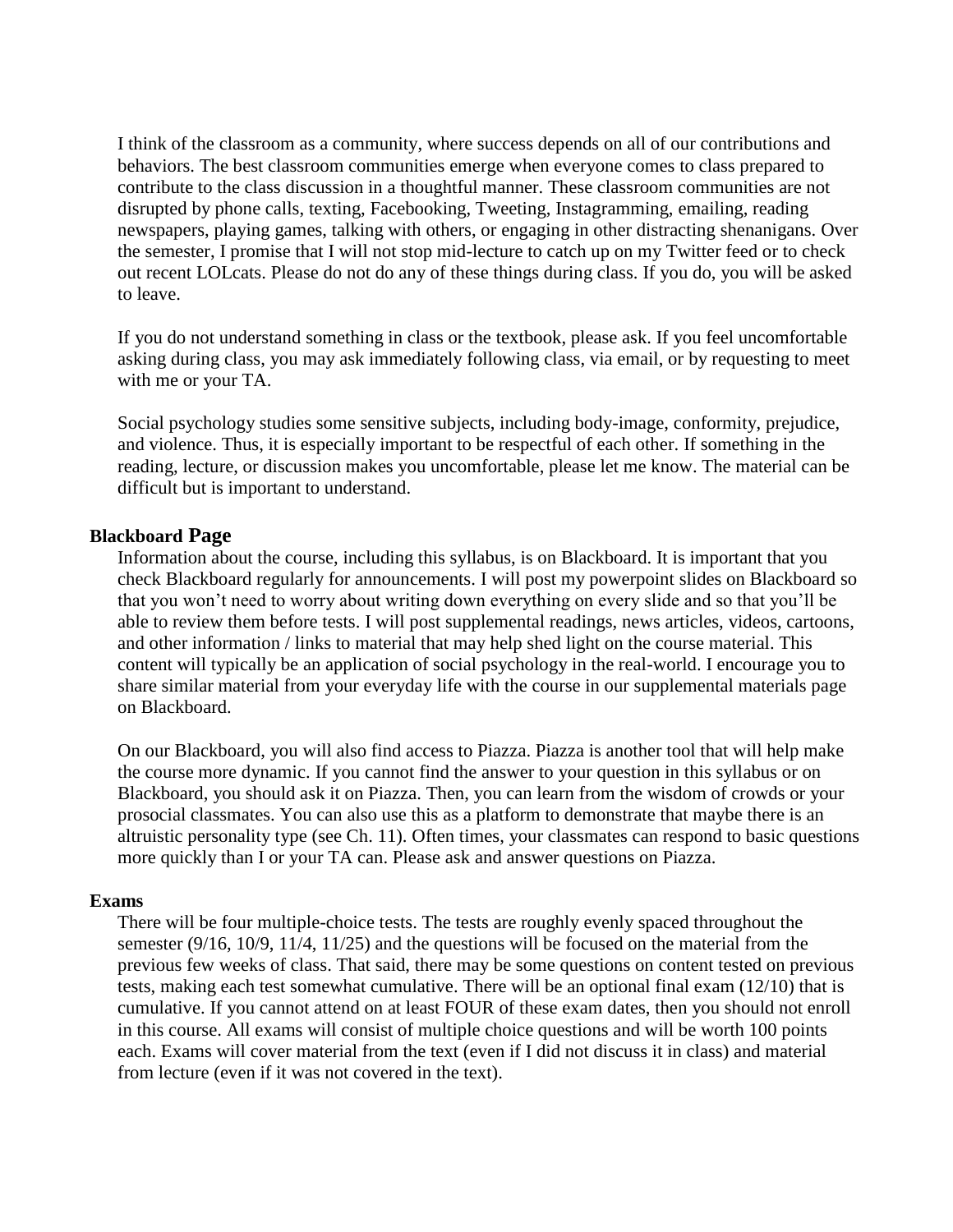I think of the classroom as a community, where success depends on all of our contributions and behaviors. The best classroom communities emerge when everyone comes to class prepared to contribute to the class discussion in a thoughtful manner. These classroom communities are not disrupted by phone calls, texting, Facebooking, Tweeting, Instagramming, emailing, reading newspapers, playing games, talking with others, or engaging in other distracting shenanigans. Over the semester, I promise that I will not stop mid-lecture to catch up on my Twitter feed or to check out recent LOLcats. Please do not do any of these things during class. If you do, you will be asked to leave.

If you do not understand something in class or the textbook, please ask. If you feel uncomfortable asking during class, you may ask immediately following class, via email, or by requesting to meet with me or your TA.

Social psychology studies some sensitive subjects, including body-image, conformity, prejudice, and violence. Thus, it is especially important to be respectful of each other. If something in the reading, lecture, or discussion makes you uncomfortable, please let me know. The material can be difficult but is important to understand.

### Blackboard Page

Information about the course, including this syllabus, is on Blackboard. It is important that you check Blackboard regularly for announcements. I will post my powerpoint slides on Blackboard so that you won't need to worry about writing down everything on every slide and so that you'll be able to review them before tests. I will post supplemental readings, news articles, videos, cartoons, and other information / links to material that may help shed light on the course material. This content will typically be an application of social psychology in the real-world. I encourage you to share similar material from your everyday life with the course in our supplemental materials page on Blackboard.

On our Blackboard, you will also find access to Piazza. Piazza is another tool that will help make the course more dynamic. If you cannot find the answer to your question in this syllabus or on Blackboard, you should ask it on Piazza. Then, you can learn from the wisdom of crowds or your prosocial classmates. You can also use this as a platform to demonstrate that maybe there is an altruistic personality type (see Ch. 11). Often times, your classmates can respond to basic questions more quickly than I or your TA can. Please ask and answer questions on Piazza.

### Exams

There will be four multiple-choice tests. The tests are roughly evenly spaced throughout the semester (9/16, 10/9, 11/4, 11/25) and the questions will be focused on the material from the previous few weeks of class. That said, there may be some questions on content tested on previous tests, making each test somewhat cumulative. There will be an optional final exam (12/10) that is cumulative. If you cannot attend on at least FOUR of these exam dates, then you should not enroll in this course. All exams will consist of multiple choice questions and will be worth 100 points each. Exams will cover material from the text (even if I did not discuss it in class) and material from lecture (even if it was not covered in the text).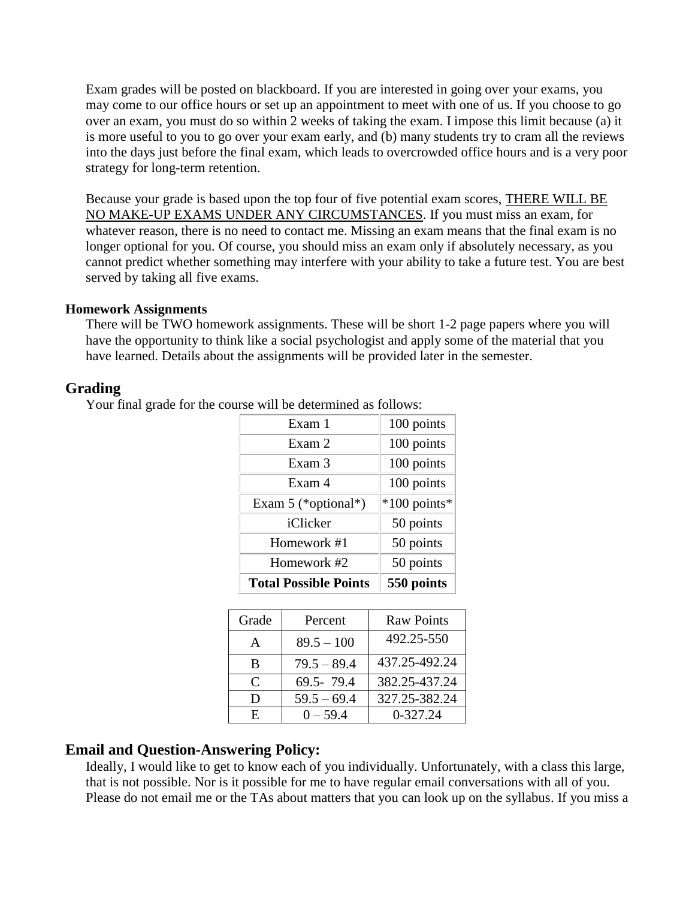Exam grades will be posted on blackboard. If you are interested in going over your exams, you may come to our office hours or set up an appointment to meet with one of us. If you choose to go over an exam, you must do so within 2 weeks of taking the exam. I impose this limit because (a) it is more useful to you to go over your exam early, and (b) many students try to cram all the reviews into the days just before the final exam, which leads to overcrowded office hours and is a very poor strategy for long-term retention.

Because your grade is based upon the top four of five potential exam scores, <u>THERE WILL BE NO MAKE-UP EXAMS UNDER ANY CIRCUMSTANCES</u>. If you must miss an exam, for whatever reason, there is no need to contact me. Missing an exam means that the final exam is no longer optional for you. Of course, you should miss an exam only if absolutely necessary, as you cannot predict whether something may interfere with your ability to take a future test. You are best served by taking all five exams.

### Homework Assignments

There will be TWO homework assignments. These will be short 1-2 page papers where you will have the opportunity to think like a social psychologist and apply some of the material that you have learned. Details about the assignments will be provided later in the semester.

## Grading

Your final grade for the course will be determined as follows:

| Item | Points |
|---|---|
| Exam 1 | 100 points |
| Exam 2 | 100 points |
| Exam 3 | 100 points |
| Exam 4 | 100 points |
| Exam 5 (*optional*) | *100 points* |
| iClicker | 50 points |
| Homework #1 | 50 points |
| Homework #2 | 50 points |
| **Total Possible Points** | **550 points** |

| Grade | Percent | Raw Points |
|---|---|---|
| A | 89.5 – 100 | 492.25-550 |
| B | 79.5 – 89.4 | 437.25-492.24 |
| C | 69.5- 79.4 | 382.25-437.24 |
| D | 59.5 – 69.4 | 327.25-382.24 |
| E | 0 – 59.4 | 0-327.24 |

## Email and Question-Answering Policy:

Ideally, I would like to get to know each of you individually. Unfortunately, with a class this large, that is not possible. Nor is it possible for me to have regular email conversations with all of you. Please do not email me or the TAs about matters that you can look up on the syllabus. If you miss a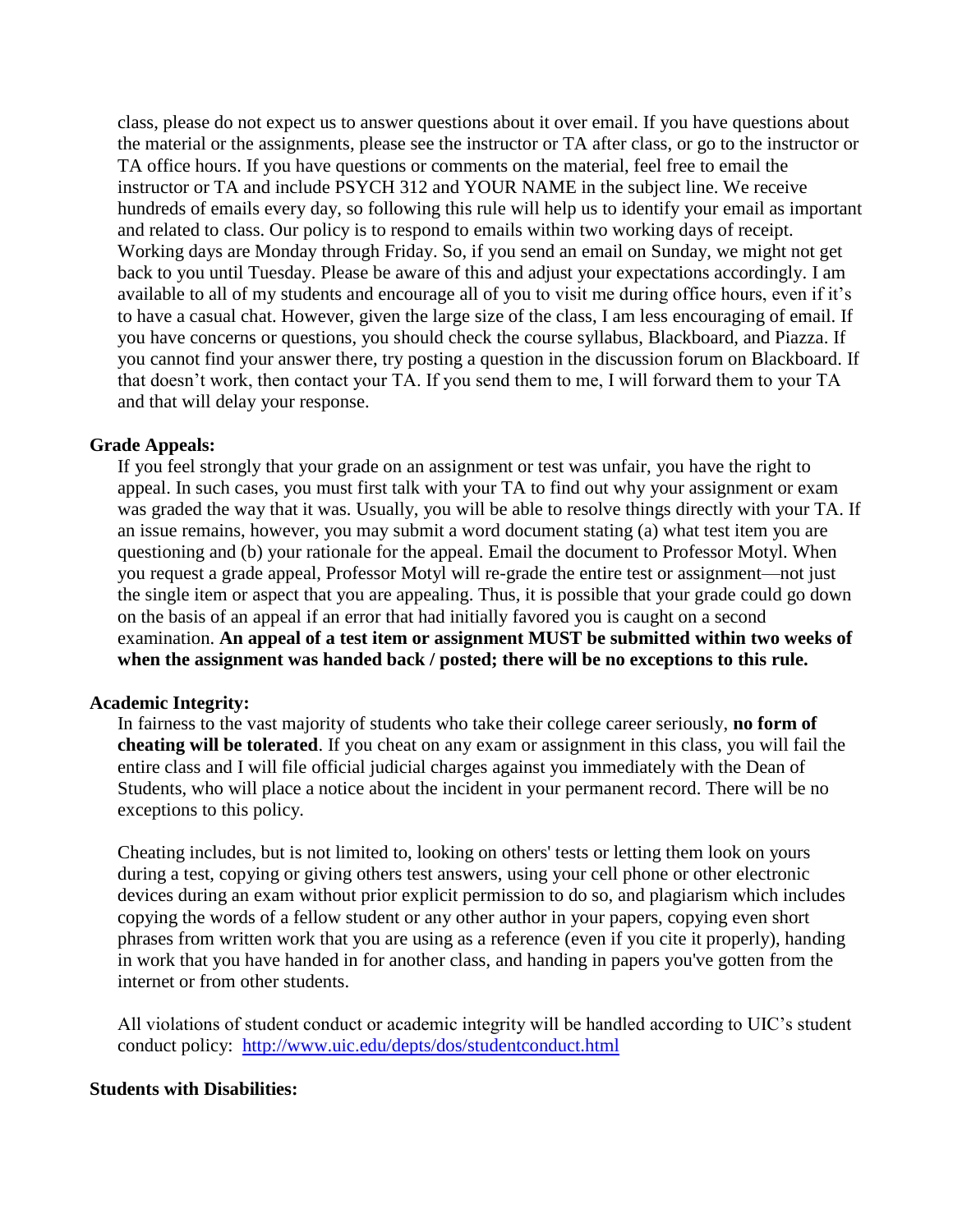class, please do not expect us to answer questions about it over email. If you have questions about the material or the assignments, please see the instructor or TA after class, or go to the instructor or TA office hours. If you have questions or comments on the material, feel free to email the instructor or TA and include PSYCH 312 and YOUR NAME in the subject line. We receive hundreds of emails every day, so following this rule will help us to identify your email as important and related to class. Our policy is to respond to emails within two working days of receipt. Working days are Monday through Friday. So, if you send an email on Sunday, we might not get back to you until Tuesday. Please be aware of this and adjust your expectations accordingly. I am available to all of my students and encourage all of you to visit me during office hours, even if it's to have a casual chat. However, given the large size of the class, I am less encouraging of email. If you have concerns or questions, you should check the course syllabus, Blackboard, and Piazza. If you cannot find your answer there, try posting a question in the discussion forum on Blackboard. If that doesn't work, then contact your TA. If you send them to me, I will forward them to your TA and that will delay your response.

**Grade Appeals:**

If you feel strongly that your grade on an assignment or test was unfair, you have the right to appeal. In such cases, you must first talk with your TA to find out why your assignment or exam was graded the way that it was. Usually, you will be able to resolve things directly with your TA. If an issue remains, however, you may submit a word document stating (a) what test item you are questioning and (b) your rationale for the appeal. Email the document to Professor Motyl. When you request a grade appeal, Professor Motyl will re-grade the entire test or assignment—not just the single item or aspect that you are appealing. Thus, it is possible that your grade could go down on the basis of an appeal if an error that had initially favored you is caught on a second examination. **An appeal of a test item or assignment MUST be submitted within two weeks of when the assignment was handed back / posted; there will be no exceptions to this rule.**

**Academic Integrity:**

In fairness to the vast majority of students who take their college career seriously, **no form of cheating will be tolerated**. If you cheat on any exam or assignment in this class, you will fail the entire class and I will file official judicial charges against you immediately with the Dean of Students, who will place a notice about the incident in your permanent record. There will be no exceptions to this policy.

Cheating includes, but is not limited to, looking on others' tests or letting them look on yours during a test, copying or giving others test answers, using your cell phone or other electronic devices during an exam without prior explicit permission to do so, and plagiarism which includes copying the words of a fellow student or any other author in your papers, copying even short phrases from written work that you are using as a reference (even if you cite it properly), handing in work that you have handed in for another class, and handing in papers you've gotten from the internet or from other students.

All violations of student conduct or academic integrity will be handled according to UIC's student conduct policy: http://www.uic.edu/depts/dos/studentconduct.html

**Students with Disabilities:**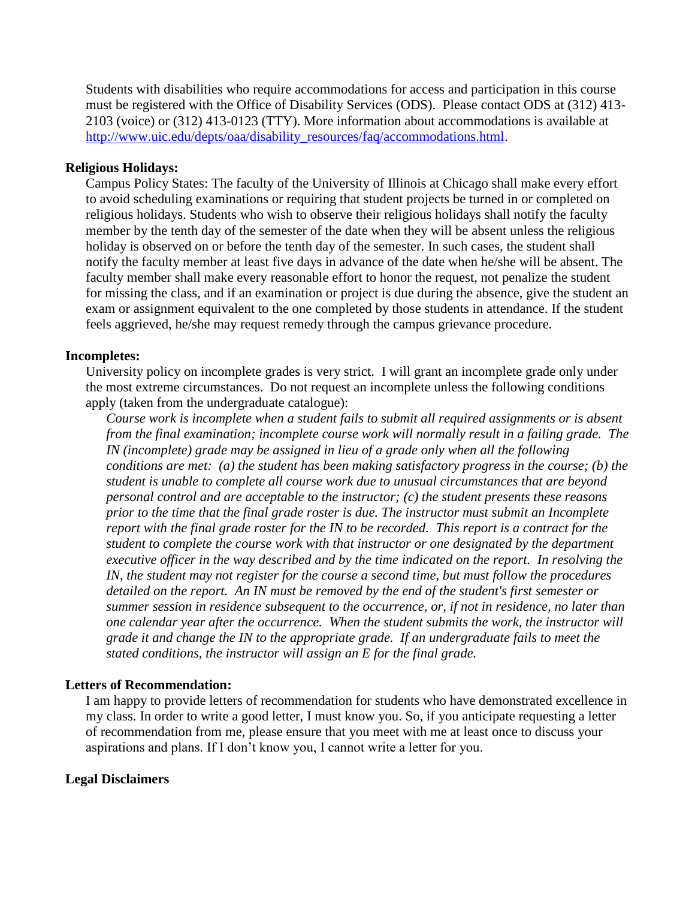Students with disabilities who require accommodations for access and participation in this course must be registered with the Office of Disability Services (ODS). Please contact ODS at (312) 413-2103 (voice) or (312) 413-0123 (TTY). More information about accommodations is available at [http://www.uic.edu/depts/oaa/disability_resources/faq/accommodations.html](http://www.uic.edu/depts/oaa/disability_resources/faq/accommodations.html).

**Religious Holidays:**

Campus Policy States: The faculty of the University of Illinois at Chicago shall make every effort to avoid scheduling examinations or requiring that student projects be turned in or completed on religious holidays. Students who wish to observe their religious holidays shall notify the faculty member by the tenth day of the semester of the date when they will be absent unless the religious holiday is observed on or before the tenth day of the semester. In such cases, the student shall notify the faculty member at least five days in advance of the date when he/she will be absent. The faculty member shall make every reasonable effort to honor the request, not penalize the student for missing the class, and if an examination or project is due during the absence, give the student an exam or assignment equivalent to the one completed by those students in attendance. If the student feels aggrieved, he/she may request remedy through the campus grievance procedure.

**Incompletes:**

University policy on incomplete grades is very strict. I will grant an incomplete grade only under the most extreme circumstances. Do not request an incomplete unless the following conditions apply (taken from the undergraduate catalogue):

*Course work is incomplete when a student fails to submit all required assignments or is absent from the final examination; incomplete course work will normally result in a failing grade. The IN (incomplete) grade may be assigned in lieu of a grade only when all the following conditions are met: (a) the student has been making satisfactory progress in the course; (b) the student is unable to complete all course work due to unusual circumstances that are beyond personal control and are acceptable to the instructor; (c) the student presents these reasons prior to the time that the final grade roster is due. The instructor must submit an Incomplete report with the final grade roster for the IN to be recorded. This report is a contract for the student to complete the course work with that instructor or one designated by the department executive officer in the way described and by the time indicated on the report. In resolving the IN, the student may not register for the course a second time, but must follow the procedures detailed on the report. An IN must be removed by the end of the student's first semester or summer session in residence subsequent to the occurrence, or, if not in residence, no later than one calendar year after the occurrence. When the student submits the work, the instructor will grade it and change the IN to the appropriate grade. If an undergraduate fails to meet the stated conditions, the instructor will assign an E for the final grade.*

**Letters of Recommendation:**

I am happy to provide letters of recommendation for students who have demonstrated excellence in my class. In order to write a good letter, I must know you. So, if you anticipate requesting a letter of recommendation from me, please ensure that you meet with me at least once to discuss your aspirations and plans. If I don't know you, I cannot write a letter for you.

**Legal Disclaimers**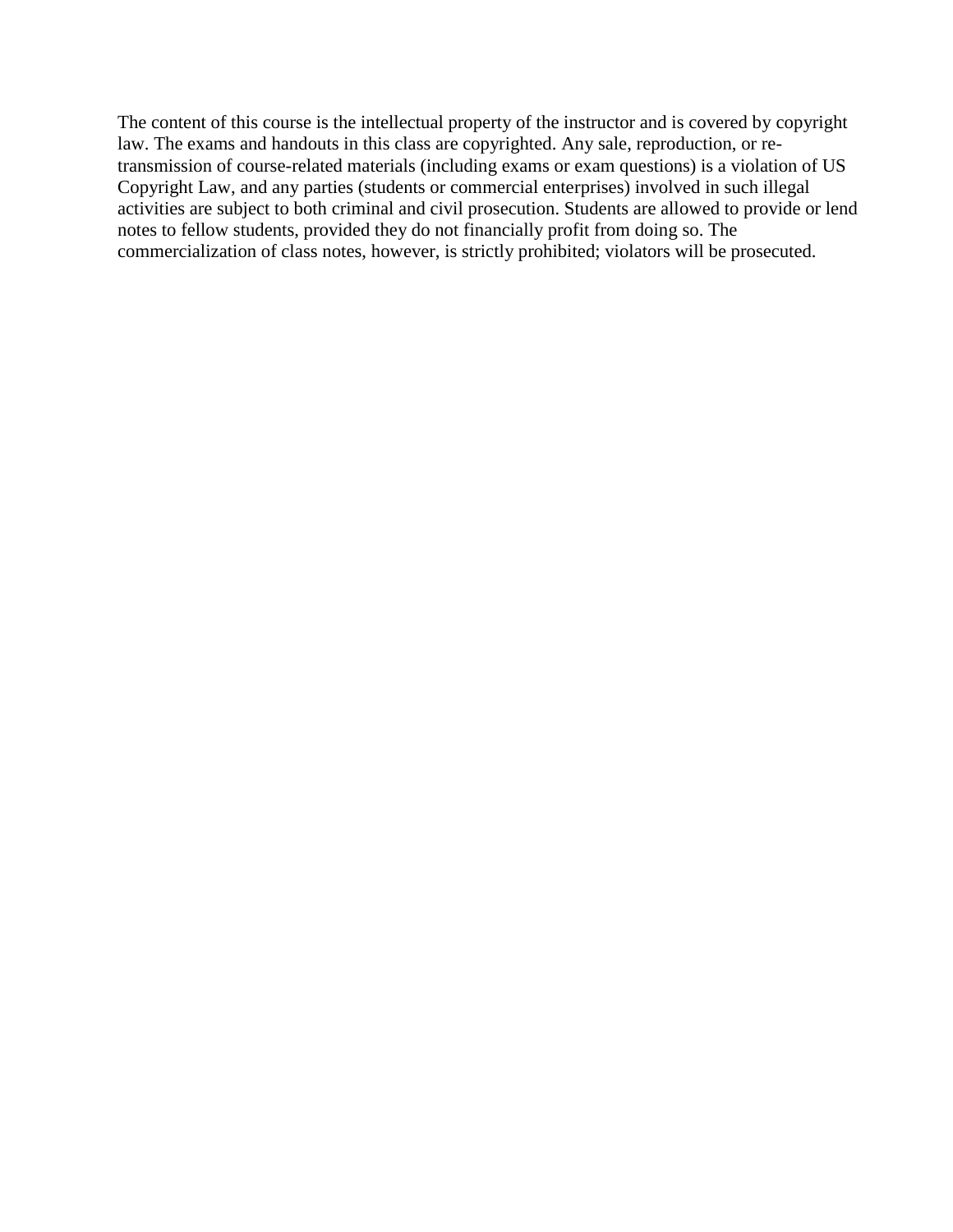The content of this course is the intellectual property of the instructor and is covered by copyright law. The exams and handouts in this class are copyrighted. Any sale, reproduction, or re-transmission of course-related materials (including exams or exam questions) is a violation of US Copyright Law, and any parties (students or commercial enterprises) involved in such illegal activities are subject to both criminal and civil prosecution. Students are allowed to provide or lend notes to fellow students, provided they do not financially profit from doing so. The commercialization of class notes, however, is strictly prohibited; violators will be prosecuted.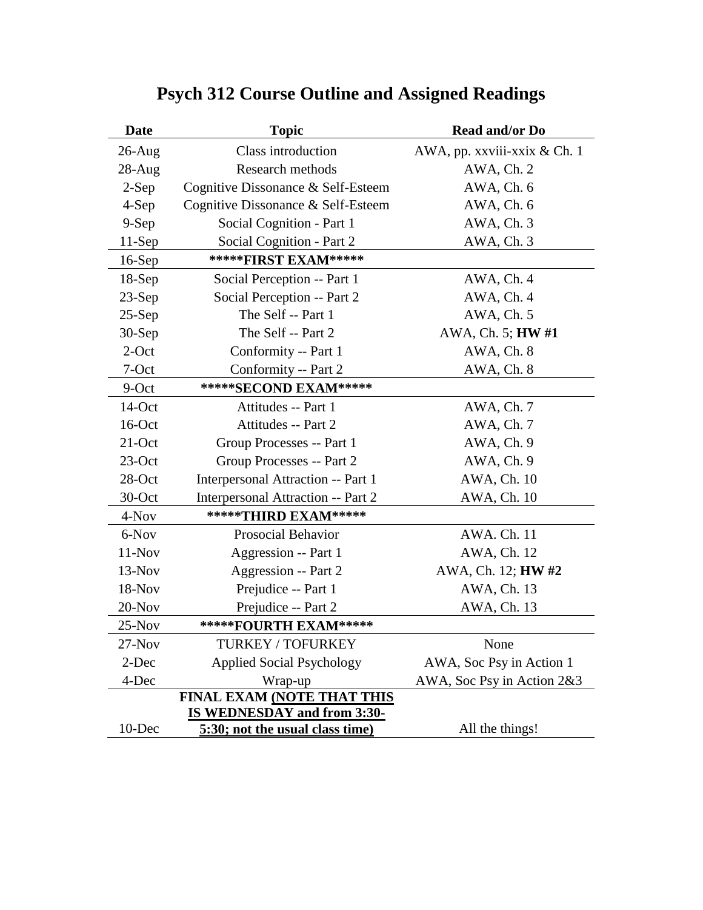# Psych 312 Course Outline and Assigned Readings

| Date | Topic | Read and/or Do |
|---|---|---|
| 26-Aug | Class introduction | AWA, pp. xxviii-xxix & Ch. 1 |
| 28-Aug | Research methods | AWA, Ch. 2 |
| 2-Sep | Cognitive Dissonance & Self-Esteem | AWA, Ch. 6 |
| 4-Sep | Cognitive Dissonance & Self-Esteem | AWA, Ch. 6 |
| 9-Sep | Social Cognition - Part 1 | AWA, Ch. 3 |
| 11-Sep | Social Cognition - Part 2 | AWA, Ch. 3 |
| 16-Sep | **\*\*\*\*\*FIRST EXAM\*\*\*\*\*** | |
| 18-Sep | Social Perception -- Part 1 | AWA, Ch. 4 |
| 23-Sep | Social Perception -- Part 2 | AWA, Ch. 4 |
| 25-Sep | The Self -- Part 1 | AWA, Ch. 5 |
| 30-Sep | The Self -- Part 2 | AWA, Ch. 5; **HW #1** |
| 2-Oct | Conformity -- Part 1 | AWA, Ch. 8 |
| 7-Oct | Conformity -- Part 2 | AWA, Ch. 8 |
| 9-Oct | **\*\*\*\*\*SECOND EXAM\*\*\*\*\*** | |
| 14-Oct | Attitudes -- Part 1 | AWA, Ch. 7 |
| 16-Oct | Attitudes -- Part 2 | AWA, Ch. 7 |
| 21-Oct | Group Processes -- Part 1 | AWA, Ch. 9 |
| 23-Oct | Group Processes -- Part 2 | AWA, Ch. 9 |
| 28-Oct | Interpersonal Attraction -- Part 1 | AWA, Ch. 10 |
| 30-Oct | Interpersonal Attraction -- Part 2 | AWA, Ch. 10 |
| 4-Nov | **\*\*\*\*\*THIRD EXAM\*\*\*\*\*** | |
| 6-Nov | Prosocial Behavior | AWA. Ch. 11 |
| 11-Nov | Aggression -- Part 1 | AWA, Ch. 12 |
| 13-Nov | Aggression -- Part 2 | AWA, Ch. 12; **HW #2** |
| 18-Nov | Prejudice -- Part 1 | AWA, Ch. 13 |
| 20-Nov | Prejudice -- Part 2 | AWA, Ch. 13 |
| 25-Nov | **\*\*\*\*\*FOURTH EXAM\*\*\*\*\*** | |
| 27-Nov | TURKEY / TOFURKEY | None |
| 2-Dec | Applied Social Psychology | AWA, Soc Psy in Action 1 |
| 4-Dec | Wrap-up | AWA, Soc Psy in Action 2&3 |
| 10-Dec | **FINAL EXAM (NOTE THAT THIS IS WEDNESDAY and from 3:30-5:30; not the usual class time)** | All the things! |